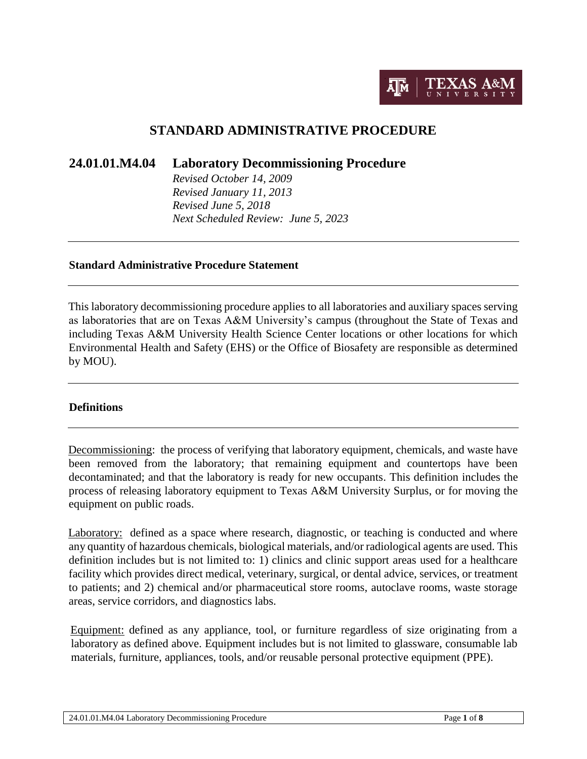# STANDARD ADMINISTRATIVE PROCEDURE

## 24.01.01.M4.04 Laboratory Decommissioning Procedure

*Revised October 14, 2009*
*Revised January 11, 2013*
*Revised June 5, 2018*
*Next Scheduled Review: June 5, 2023*

---

### Standard Administrative Procedure Statement

---

This laboratory decommissioning procedure applies to all laboratories and auxiliary spaces serving as laboratories that are on Texas A&M University's campus (throughout the State of Texas and including Texas A&M University Health Science Center locations or other locations for which Environmental Health and Safety (EHS) or the Office of Biosafety are responsible as determined by MOU).

---

### Definitions

---

Decommissioning: the process of verifying that laboratory equipment, chemicals, and waste have been removed from the laboratory; that remaining equipment and countertops have been decontaminated; and that the laboratory is ready for new occupants. This definition includes the process of releasing laboratory equipment to Texas A&M University Surplus, or for moving the equipment on public roads.

Laboratory: defined as a space where research, diagnostic, or teaching is conducted and where any quantity of hazardous chemicals, biological materials, and/or radiological agents are used. This definition includes but is not limited to: 1) clinics and clinic support areas used for a healthcare facility which provides direct medical, veterinary, surgical, or dental advice, services, or treatment to patients; and 2) chemical and/or pharmaceutical store rooms, autoclave rooms, waste storage areas, service corridors, and diagnostics labs.

Equipment: defined as any appliance, tool, or furniture regardless of size originating from a laboratory as defined above. Equipment includes but is not limited to glassware, consumable lab materials, furniture, appliances, tools, and/or reusable personal protective equipment (PPE).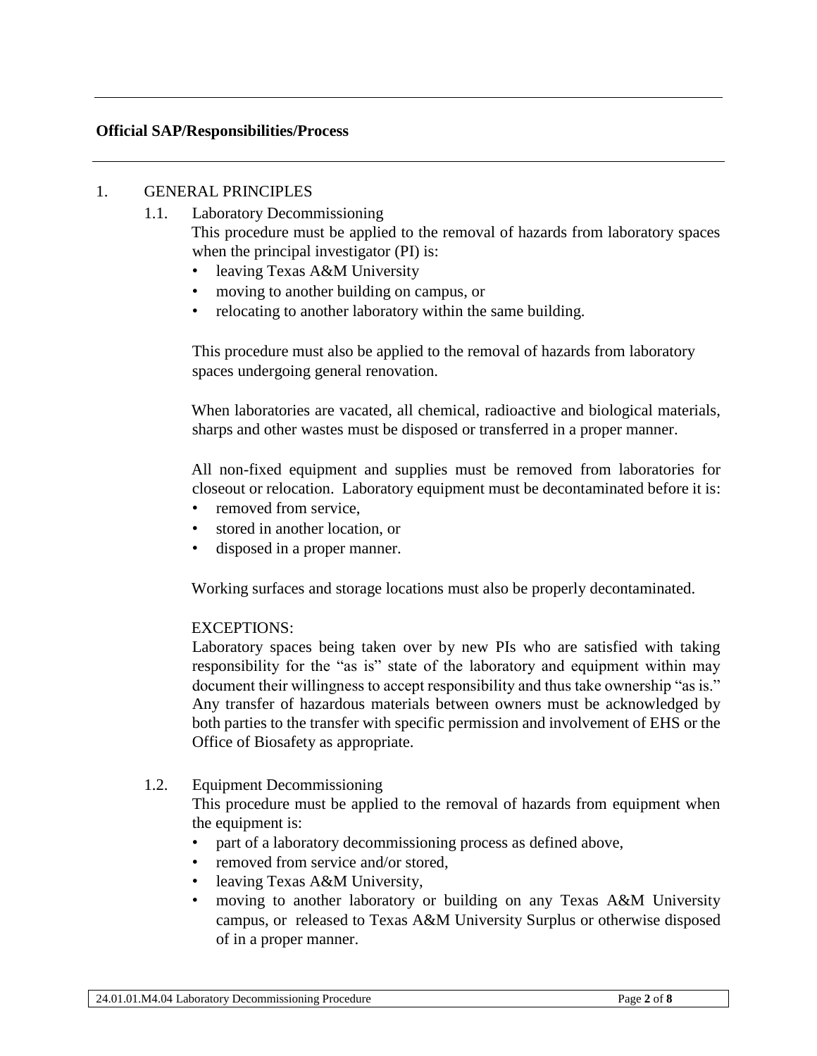**Official SAP/Responsibilities/Process**

1. GENERAL PRINCIPLES

   1.1. Laboratory Decommissioning

   This procedure must be applied to the removal of hazards from laboratory spaces when the principal investigator (PI) is:

   - leaving Texas A&M University
   - moving to another building on campus, or
   - relocating to another laboratory within the same building.

   This procedure must also be applied to the removal of hazards from laboratory spaces undergoing general renovation.

   When laboratories are vacated, all chemical, radioactive and biological materials, sharps and other wastes must be disposed or transferred in a proper manner.

   All non-fixed equipment and supplies must be removed from laboratories for closeout or relocation. Laboratory equipment must be decontaminated before it is:

   - removed from service,
   - stored in another location, or
   - disposed in a proper manner.

   Working surfaces and storage locations must also be properly decontaminated.

   EXCEPTIONS:

   Laboratory spaces being taken over by new PIs who are satisfied with taking responsibility for the "as is" state of the laboratory and equipment within may document their willingness to accept responsibility and thus take ownership "as is." Any transfer of hazardous materials between owners must be acknowledged by both parties to the transfer with specific permission and involvement of EHS or the Office of Biosafety as appropriate.

   1.2. Equipment Decommissioning

   This procedure must be applied to the removal of hazards from equipment when the equipment is:

   - part of a laboratory decommissioning process as defined above,
   - removed from service and/or stored,
   - leaving Texas A&M University,
   - moving to another laboratory or building on any Texas A&M University campus, or released to Texas A&M University Surplus or otherwise disposed of in a proper manner.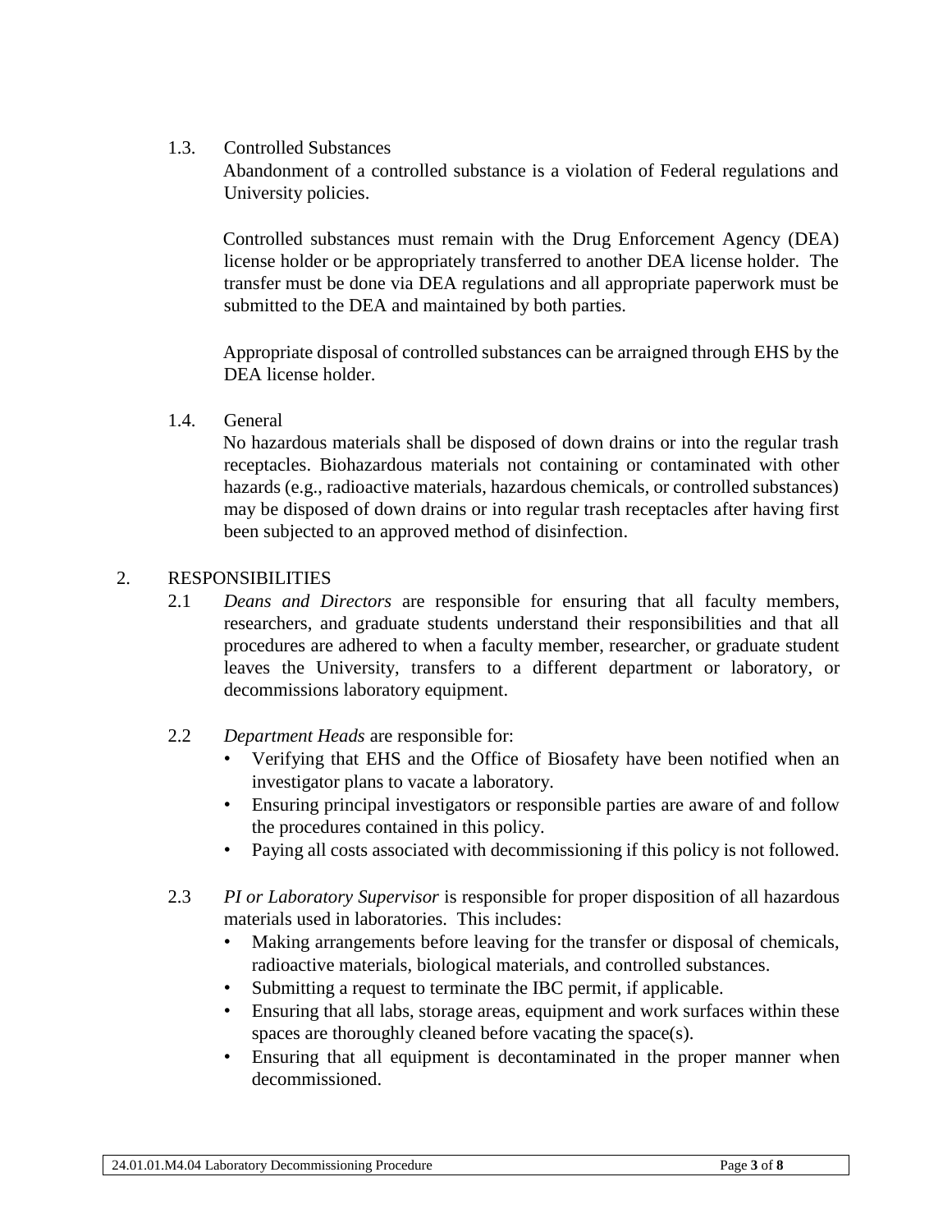### 1.3. Controlled Substances

Abandonment of a controlled substance is a violation of Federal regulations and University policies.

Controlled substances must remain with the Drug Enforcement Agency (DEA) license holder or be appropriately transferred to another DEA license holder. The transfer must be done via DEA regulations and all appropriate paperwork must be submitted to the DEA and maintained by both parties.

Appropriate disposal of controlled substances can be arraigned through EHS by the DEA license holder.

### 1.4. General

No hazardous materials shall be disposed of down drains or into the regular trash receptacles. Biohazardous materials not containing or contaminated with other hazards (e.g., radioactive materials, hazardous chemicals, or controlled substances) may be disposed of down drains or into regular trash receptacles after having first been subjected to an approved method of disinfection.

## 2. RESPONSIBILITIES

2.1 *Deans and Directors* are responsible for ensuring that all faculty members, researchers, and graduate students understand their responsibilities and that all procedures are adhered to when a faculty member, researcher, or graduate student leaves the University, transfers to a different department or laboratory, or decommissions laboratory equipment.

2.2 *Department Heads* are responsible for:

- Verifying that EHS and the Office of Biosafety have been notified when an investigator plans to vacate a laboratory.
- Ensuring principal investigators or responsible parties are aware of and follow the procedures contained in this policy.
- Paying all costs associated with decommissioning if this policy is not followed.

2.3 *PI or Laboratory Supervisor* is responsible for proper disposition of all hazardous materials used in laboratories. This includes:

- Making arrangements before leaving for the transfer or disposal of chemicals, radioactive materials, biological materials, and controlled substances.
- Submitting a request to terminate the IBC permit, if applicable.
- Ensuring that all labs, storage areas, equipment and work surfaces within these spaces are thoroughly cleaned before vacating the space(s).
- Ensuring that all equipment is decontaminated in the proper manner when decommissioned.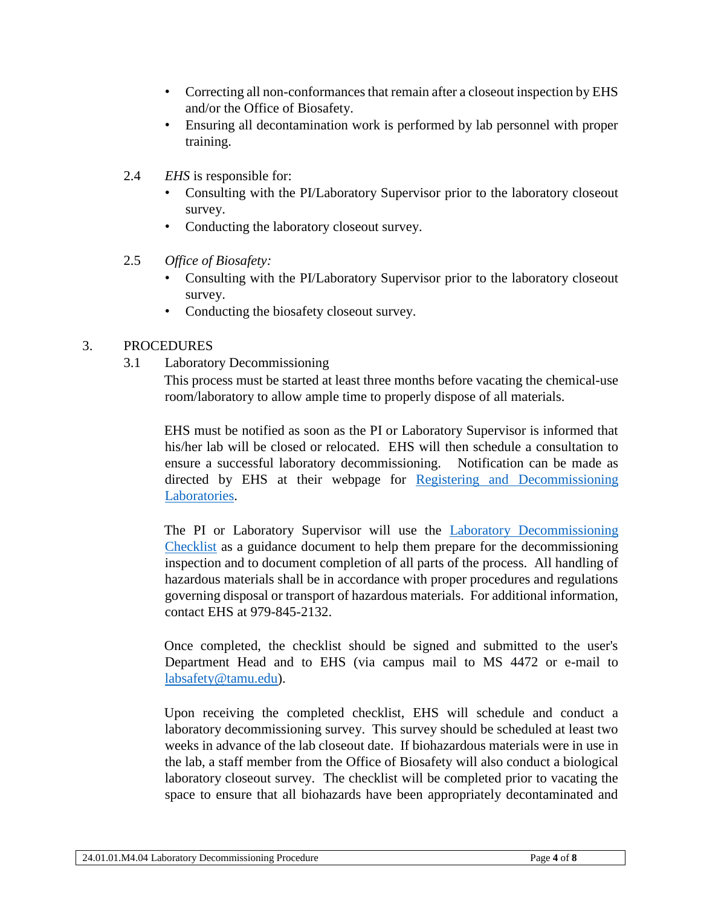- Correcting all non-conformances that remain after a closeout inspection by EHS and/or the Office of Biosafety.
- Ensuring all decontamination work is performed by lab personnel with proper training.

2.4 *EHS* is responsible for:

- Consulting with the PI/Laboratory Supervisor prior to the laboratory closeout survey.
- Conducting the laboratory closeout survey.

2.5 *Office of Biosafety:*

- Consulting with the PI/Laboratory Supervisor prior to the laboratory closeout survey.
- Conducting the biosafety closeout survey.

## 3. PROCEDURES

### 3.1 Laboratory Decommissioning

This process must be started at least three months before vacating the chemical-use room/laboratory to allow ample time to properly dispose of all materials.

EHS must be notified as soon as the PI or Laboratory Supervisor is informed that his/her lab will be closed or relocated. EHS will then schedule a consultation to ensure a successful laboratory decommissioning. Notification can be made as directed by EHS at their webpage for Registering and Decommissioning Laboratories.

The PI or Laboratory Supervisor will use the Laboratory Decommissioning Checklist as a guidance document to help them prepare for the decommissioning inspection and to document completion of all parts of the process. All handling of hazardous materials shall be in accordance with proper procedures and regulations governing disposal or transport of hazardous materials. For additional information, contact EHS at 979-845-2132.

Once completed, the checklist should be signed and submitted to the user's Department Head and to EHS (via campus mail to MS 4472 or e-mail to labsafety@tamu.edu).

Upon receiving the completed checklist, EHS will schedule and conduct a laboratory decommissioning survey. This survey should be scheduled at least two weeks in advance of the lab closeout date. If biohazardous materials were in use in the lab, a staff member from the Office of Biosafety will also conduct a biological laboratory closeout survey. The checklist will be completed prior to vacating the space to ensure that all biohazards have been appropriately decontaminated and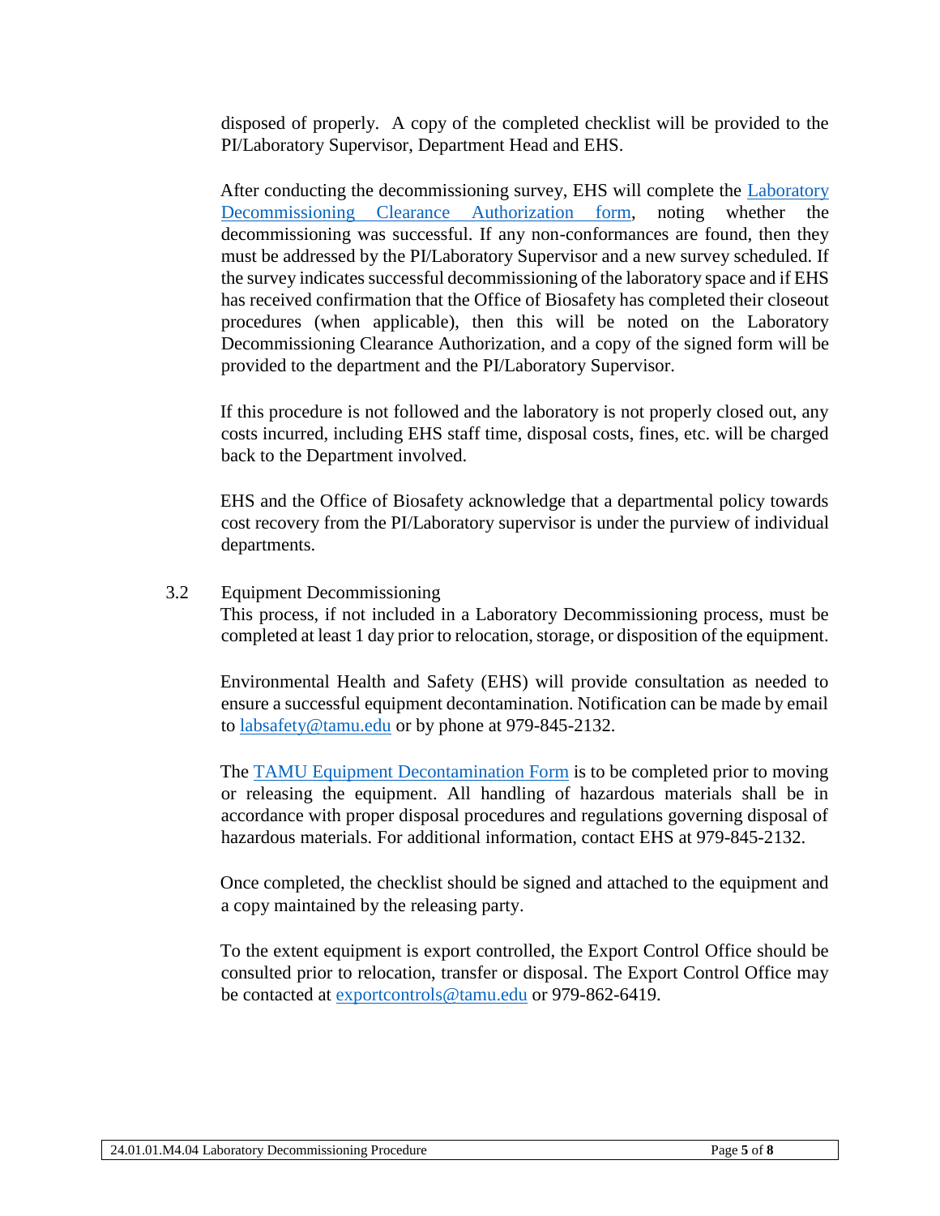disposed of properly. A copy of the completed checklist will be provided to the PI/Laboratory Supervisor, Department Head and EHS.

After conducting the decommissioning survey, EHS will complete the [Laboratory Decommissioning Clearance Authorization form](), noting whether the decommissioning was successful. If any non-conformances are found, then they must be addressed by the PI/Laboratory Supervisor and a new survey scheduled. If the survey indicates successful decommissioning of the laboratory space and if EHS has received confirmation that the Office of Biosafety has completed their closeout procedures (when applicable), then this will be noted on the Laboratory Decommissioning Clearance Authorization, and a copy of the signed form will be provided to the department and the PI/Laboratory Supervisor.

If this procedure is not followed and the laboratory is not properly closed out, any costs incurred, including EHS staff time, disposal costs, fines, etc. will be charged back to the Department involved.

EHS and the Office of Biosafety acknowledge that a departmental policy towards cost recovery from the PI/Laboratory supervisor is under the purview of individual departments.

3.2 Equipment Decommissioning

This process, if not included in a Laboratory Decommissioning process, must be completed at least 1 day prior to relocation, storage, or disposition of the equipment.

Environmental Health and Safety (EHS) will provide consultation as needed to ensure a successful equipment decontamination. Notification can be made by email to [labsafety@tamu.edu]() or by phone at 979-845-2132.

The [TAMU Equipment Decontamination Form]() is to be completed prior to moving or releasing the equipment. All handling of hazardous materials shall be in accordance with proper disposal procedures and regulations governing disposal of hazardous materials. For additional information, contact EHS at 979-845-2132.

Once completed, the checklist should be signed and attached to the equipment and a copy maintained by the releasing party.

To the extent equipment is export controlled, the Export Control Office should be consulted prior to relocation, transfer or disposal. The Export Control Office may be contacted at [exportcontrols@tamu.edu]() or 979-862-6419.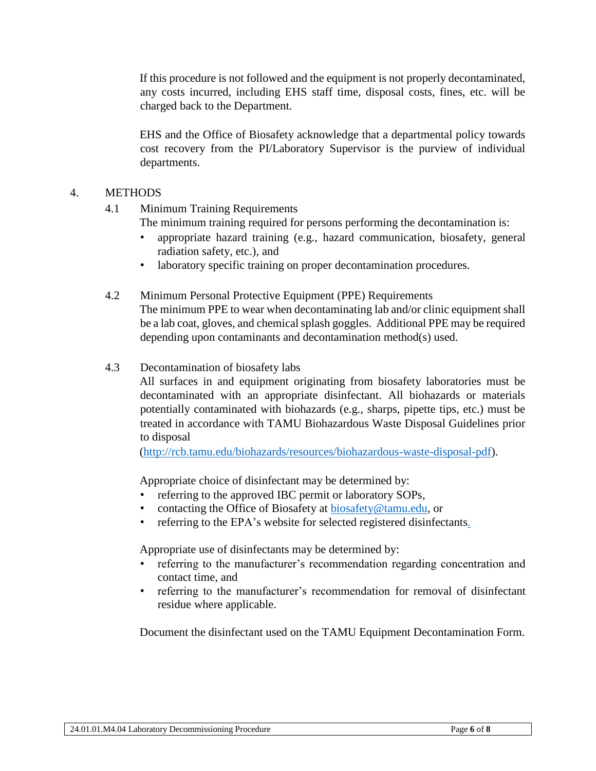If this procedure is not followed and the equipment is not properly decontaminated, any costs incurred, including EHS staff time, disposal costs, fines, etc. will be charged back to the Department.

EHS and the Office of Biosafety acknowledge that a departmental policy towards cost recovery from the PI/Laboratory Supervisor is the purview of individual departments.

## 4. METHODS

### 4.1 Minimum Training Requirements

The minimum training required for persons performing the decontamination is:

- appropriate hazard training (e.g., hazard communication, biosafety, general radiation safety, etc.), and
- laboratory specific training on proper decontamination procedures.

### 4.2 Minimum Personal Protective Equipment (PPE) Requirements

The minimum PPE to wear when decontaminating lab and/or clinic equipment shall be a lab coat, gloves, and chemical splash goggles. Additional PPE may be required depending upon contaminants and decontamination method(s) used.

### 4.3 Decontamination of biosafety labs

All surfaces in and equipment originating from biosafety laboratories must be decontaminated with an appropriate disinfectant. All biohazards or materials potentially contaminated with biohazards (e.g., sharps, pipette tips, etc.) must be treated in accordance with TAMU Biohazardous Waste Disposal Guidelines prior to disposal (http://rcb.tamu.edu/biohazards/resources/biohazardous-waste-disposal-pdf).

Appropriate choice of disinfectant may be determined by:

- referring to the approved IBC permit or laboratory SOPs,
- contacting the Office of Biosafety at biosafety@tamu.edu, or
- referring to the EPA's website for selected registered disinfectants.

Appropriate use of disinfectants may be determined by:

- referring to the manufacturer's recommendation regarding concentration and contact time, and
- referring to the manufacturer's recommendation for removal of disinfectant residue where applicable.

Document the disinfectant used on the TAMU Equipment Decontamination Form.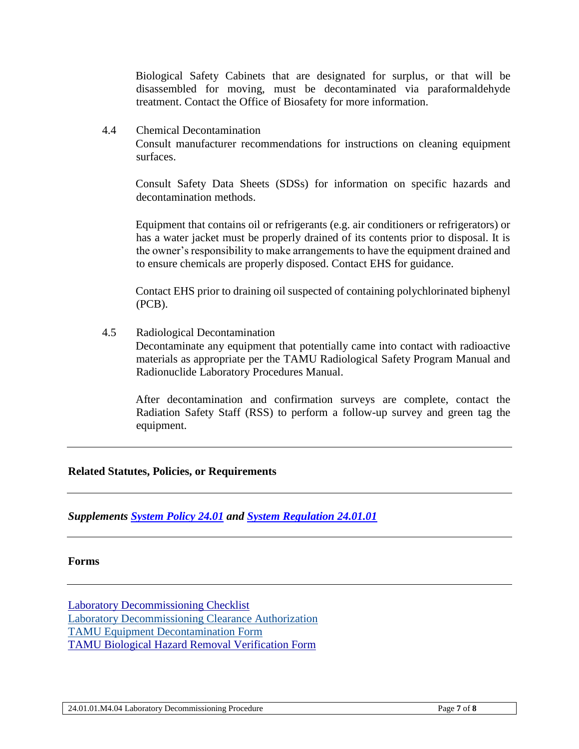Biological Safety Cabinets that are designated for surplus, or that will be disassembled for moving, must be decontaminated via paraformaldehyde treatment. Contact the Office of Biosafety for more information.

4.4 Chemical Decontamination

Consult manufacturer recommendations for instructions on cleaning equipment surfaces.

Consult Safety Data Sheets (SDSs) for information on specific hazards and decontamination methods.

Equipment that contains oil or refrigerants (e.g. air conditioners or refrigerators) or has a water jacket must be properly drained of its contents prior to disposal. It is the owner's responsibility to make arrangements to have the equipment drained and to ensure chemicals are properly disposed. Contact EHS for guidance.

Contact EHS prior to draining oil suspected of containing polychlorinated biphenyl (PCB).

4.5 Radiological Decontamination

Decontaminate any equipment that potentially came into contact with radioactive materials as appropriate per the TAMU Radiological Safety Program Manual and Radionuclide Laboratory Procedures Manual.

After decontamination and confirmation surveys are complete, contact the Radiation Safety Staff (RSS) to perform a follow-up survey and green tag the equipment.

---

## Related Statutes, Policies, or Requirements

---

***Supplements System Policy 24.01 and System Regulation 24.01.01***

---

## Forms

---

Laboratory Decommissioning Checklist
Laboratory Decommissioning Clearance Authorization
TAMU Equipment Decontamination Form
TAMU Biological Hazard Removal Verification Form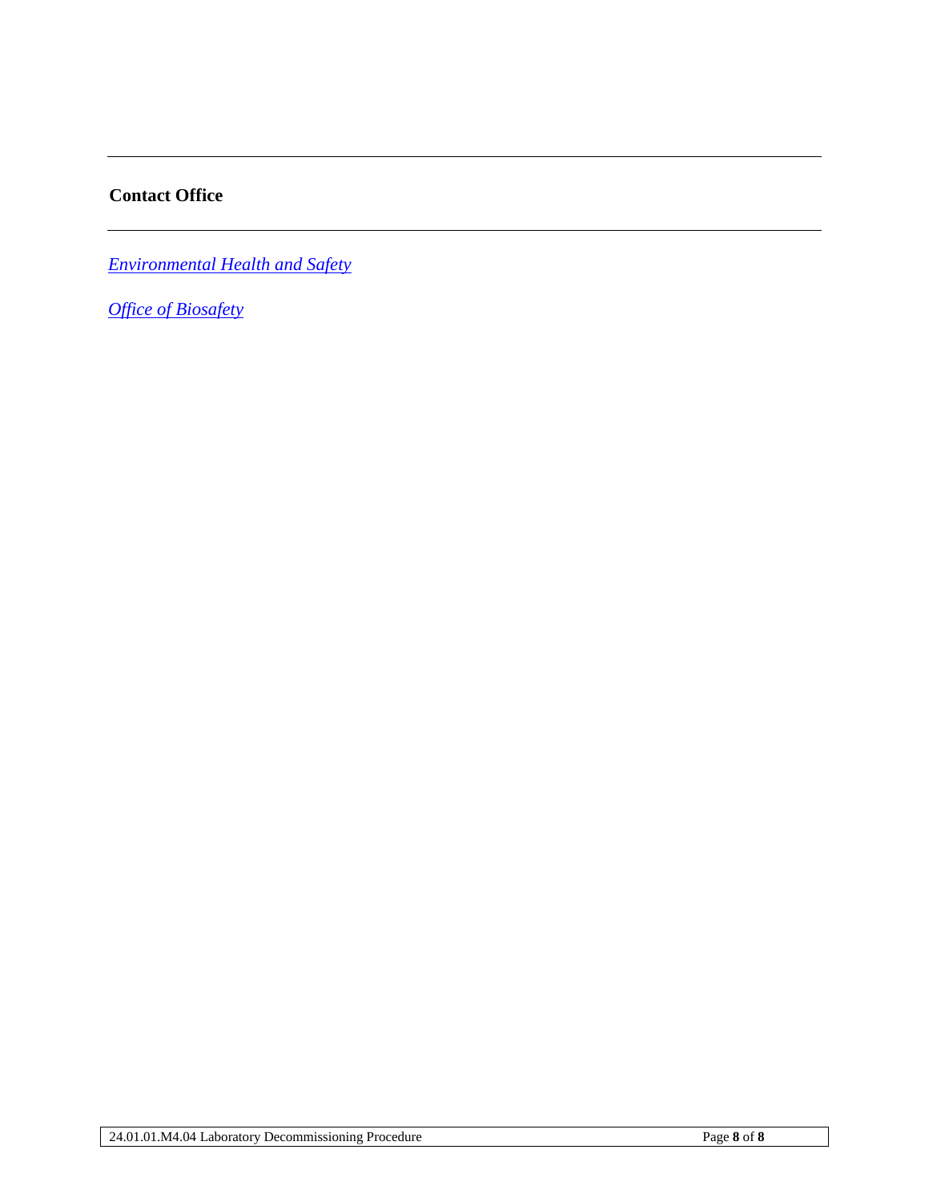## Contact Office

*Environmental Health and Safety*

*Office of Biosafety*